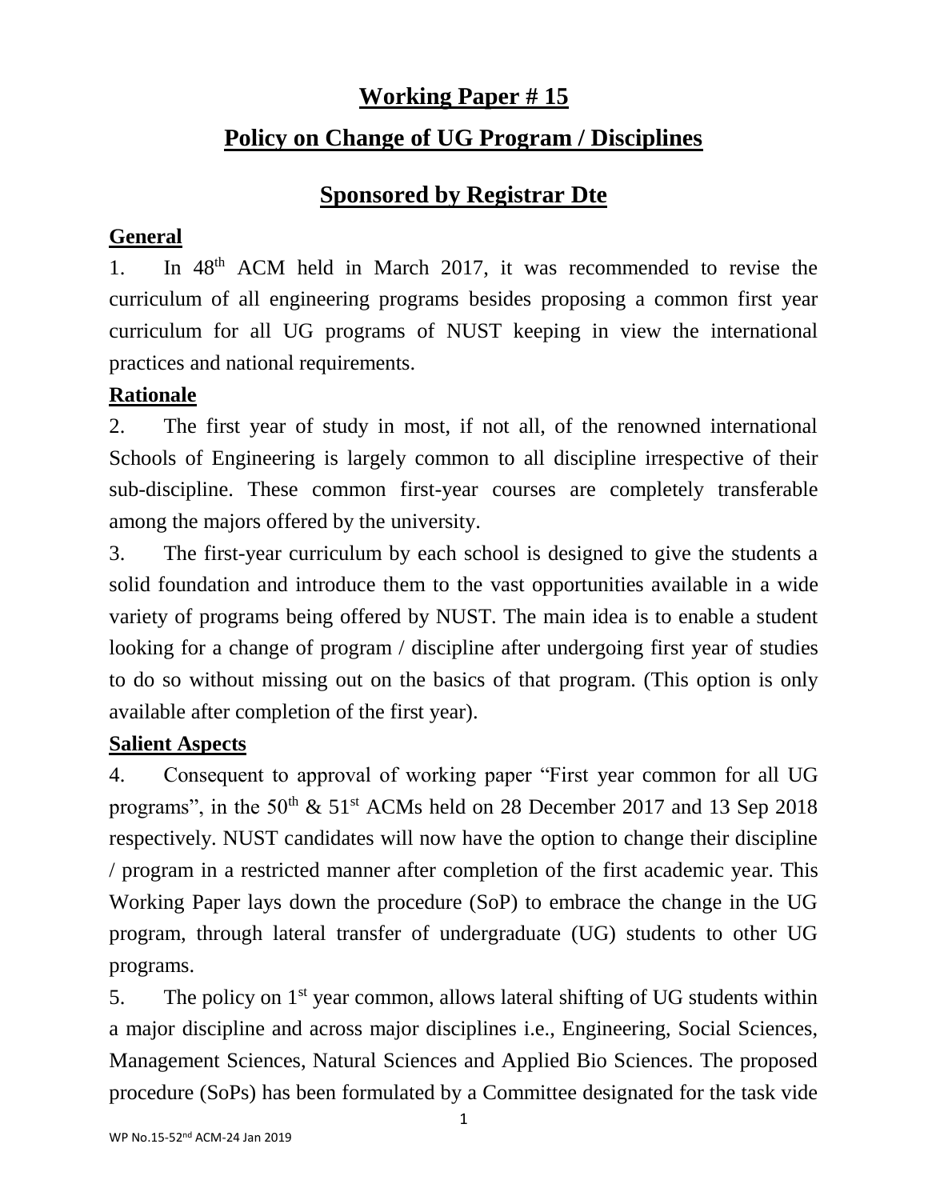# Working Paper # 15

# Policy on Change of UG Program / Disciplines

## Sponsored by Registrar Dte

### General

1. In 48th ACM held in March 2017, it was recommended to revise the curriculum of all engineering programs besides proposing a common first year curriculum for all UG programs of NUST keeping in view the international practices and national requirements.

### Rationale

2. The first year of study in most, if not all, of the renowned international Schools of Engineering is largely common to all discipline irrespective of their sub-discipline. These common first-year courses are completely transferable among the majors offered by the university.

3. The first-year curriculum by each school is designed to give the students a solid foundation and introduce them to the vast opportunities available in a wide variety of programs being offered by NUST. The main idea is to enable a student looking for a change of program / discipline after undergoing first year of studies to do so without missing out on the basics of that program. (This option is only available after completion of the first year).

### Salient Aspects

4. Consequent to approval of working paper "First year common for all UG programs", in the 50th & 51st ACMs held on 28 December 2017 and 13 Sep 2018 respectively. NUST candidates will now have the option to change their discipline / program in a restricted manner after completion of the first academic year. This Working Paper lays down the procedure (SoP) to embrace the change in the UG program, through lateral transfer of undergraduate (UG) students to other UG programs.

5. The policy on 1st year common, allows lateral shifting of UG students within a major discipline and across major disciplines i.e., Engineering, Social Sciences, Management Sciences, Natural Sciences and Applied Bio Sciences. The proposed procedure (SoPs) has been formulated by a Committee designated for the task vide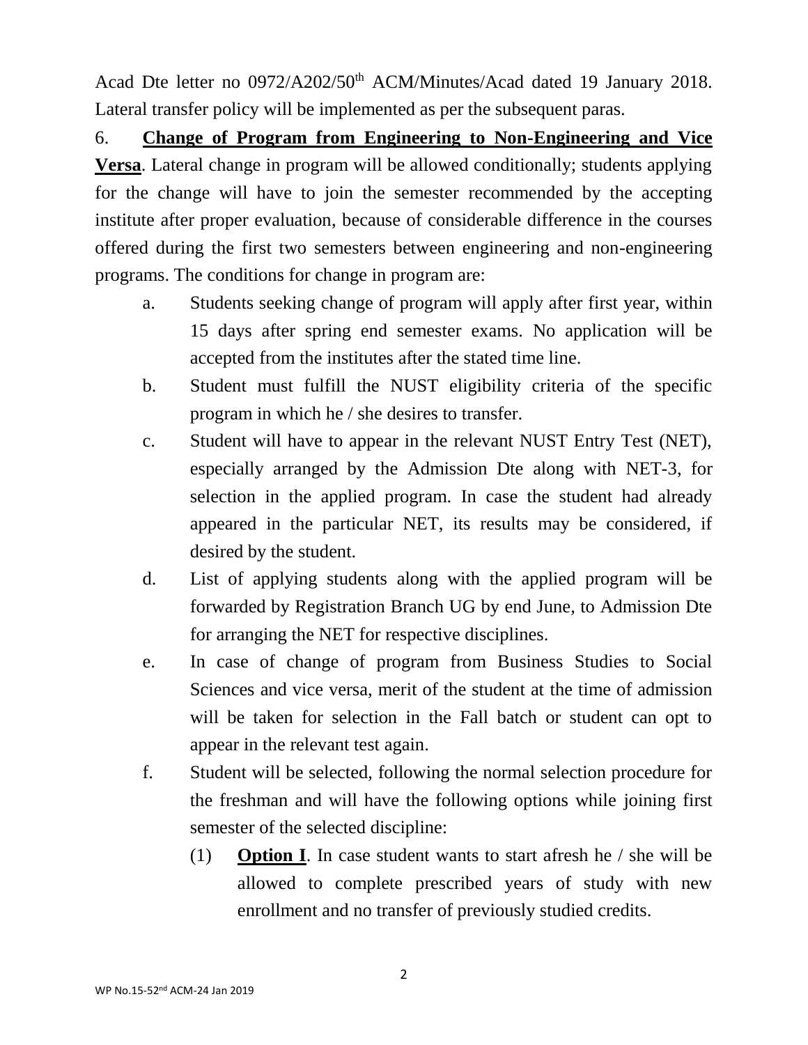Acad Dte letter no 0972/A202/50th ACM/Minutes/Acad dated 19 January 2018. Lateral transfer policy will be implemented as per the subsequent paras.

6. **Change of Program from Engineering to Non-Engineering and Vice Versa**. Lateral change in program will be allowed conditionally; students applying for the change will have to join the semester recommended by the accepting institute after proper evaluation, because of considerable difference in the courses offered during the first two semesters between engineering and non-engineering programs. The conditions for change in program are:

   a. Students seeking change of program will apply after first year, within 15 days after spring end semester exams. No application will be accepted from the institutes after the stated time line.

   b. Student must fulfill the NUST eligibility criteria of the specific program in which he / she desires to transfer.

   c. Student will have to appear in the relevant NUST Entry Test (NET), especially arranged by the Admission Dte along with NET-3, for selection in the applied program. In case the student had already appeared in the particular NET, its results may be considered, if desired by the student.

   d. List of applying students along with the applied program will be forwarded by Registration Branch UG by end June, to Admission Dte for arranging the NET for respective disciplines.

   e. In case of change of program from Business Studies to Social Sciences and vice versa, merit of the student at the time of admission will be taken for selection in the Fall batch or student can opt to appear in the relevant test again.

   f. Student will be selected, following the normal selection procedure for the freshman and will have the following options while joining first semester of the selected discipline:

      (1) **Option I**. In case student wants to start afresh he / she will be allowed to complete prescribed years of study with new enrollment and no transfer of previously studied credits.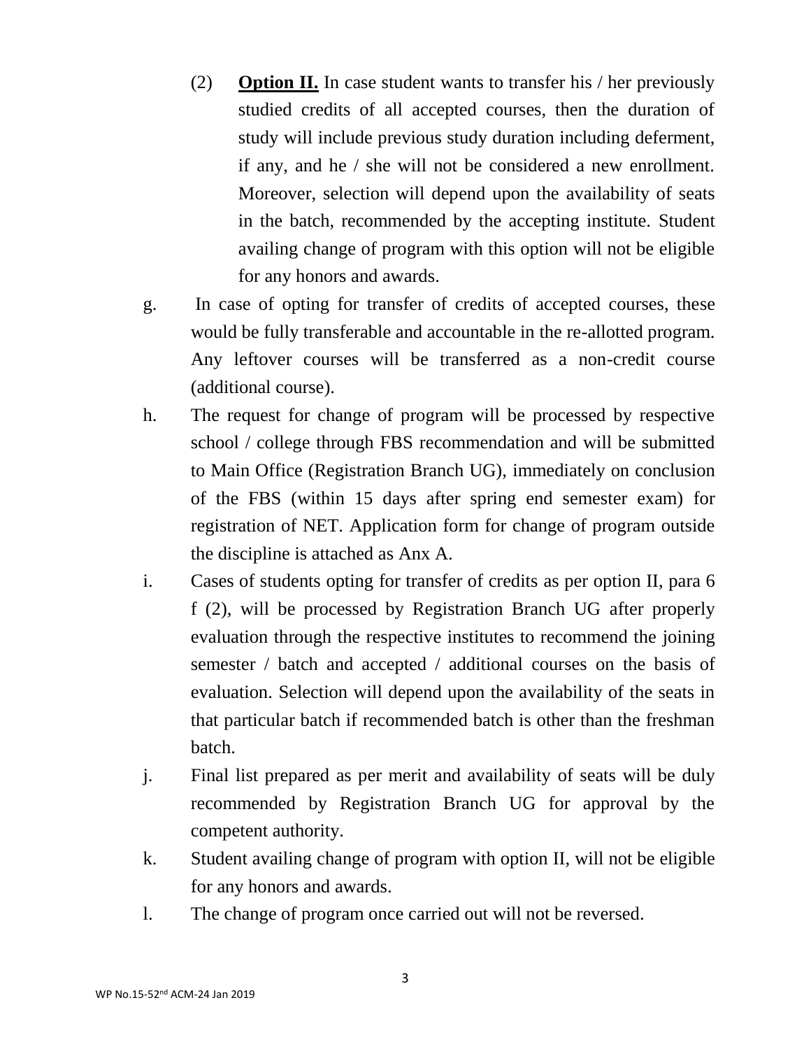(2) **Option II.** In case student wants to transfer his / her previously studied credits of all accepted courses, then the duration of study will include previous study duration including deferment, if any, and he / she will not be considered a new enrollment. Moreover, selection will depend upon the availability of seats in the batch, recommended by the accepting institute. Student availing change of program with this option will not be eligible for any honors and awards.

g. In case of opting for transfer of credits of accepted courses, these would be fully transferable and accountable in the re-allotted program. Any leftover courses will be transferred as a non-credit course (additional course).

h. The request for change of program will be processed by respective school / college through FBS recommendation and will be submitted to Main Office (Registration Branch UG), immediately on conclusion of the FBS (within 15 days after spring end semester exam) for registration of NET. Application form for change of program outside the discipline is attached as Anx A.

i. Cases of students opting for transfer of credits as per option II, para 6 f (2), will be processed by Registration Branch UG after properly evaluation through the respective institutes to recommend the joining semester / batch and accepted / additional courses on the basis of evaluation. Selection will depend upon the availability of the seats in that particular batch if recommended batch is other than the freshman batch.

j. Final list prepared as per merit and availability of seats will be duly recommended by Registration Branch UG for approval by the competent authority.

k. Student availing change of program with option II, will not be eligible for any honors and awards.

l. The change of program once carried out will not be reversed.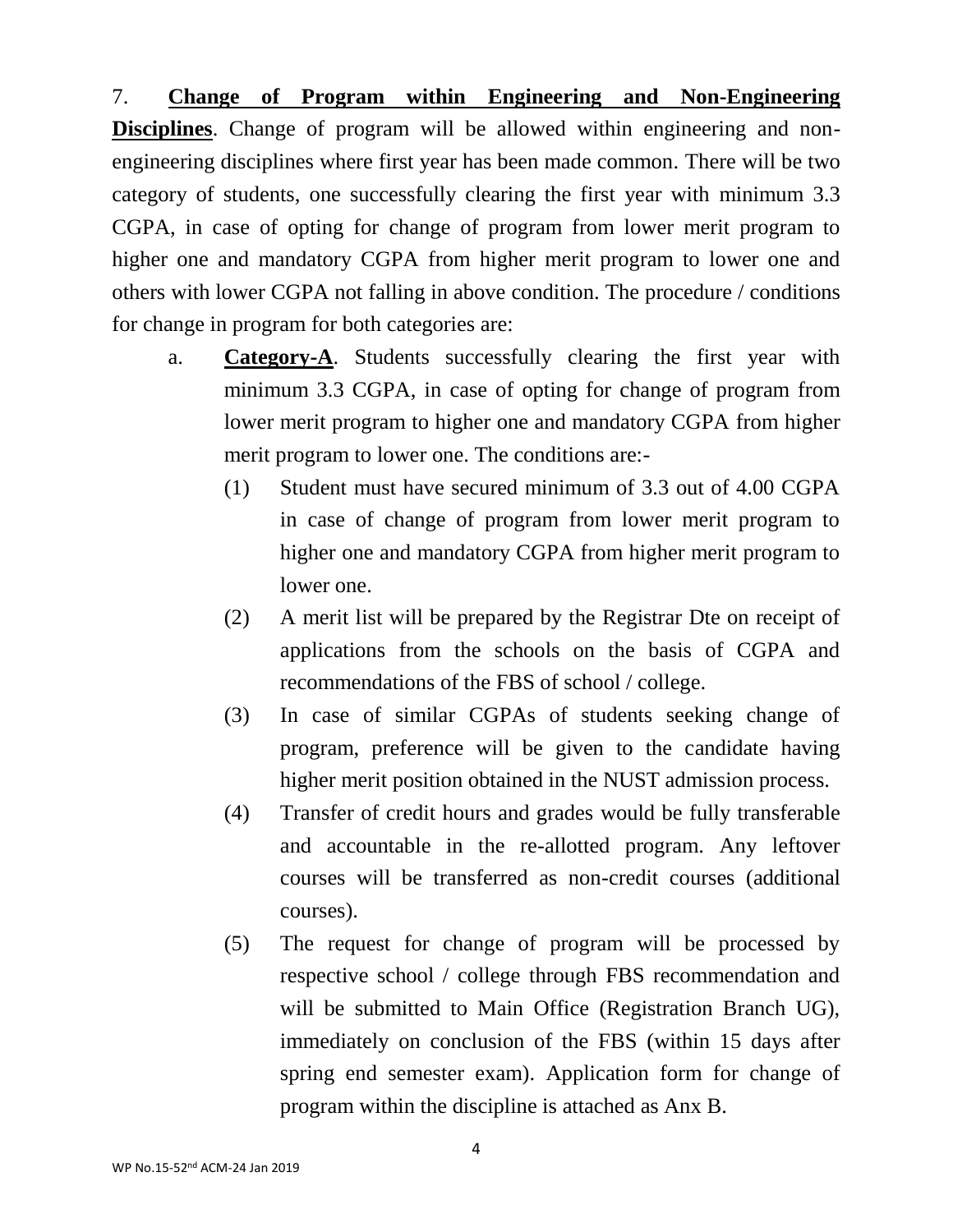7. **Change of Program within Engineering and Non-Engineering Disciplines**. Change of program will be allowed within engineering and non-engineering disciplines where first year has been made common. There will be two category of students, one successfully clearing the first year with minimum 3.3 CGPA, in case of opting for change of program from lower merit program to higher one and mandatory CGPA from higher merit program to lower one and others with lower CGPA not falling in above condition. The procedure / conditions for change in program for both categories are:

a. **Category-A**. Students successfully clearing the first year with minimum 3.3 CGPA, in case of opting for change of program from lower merit program to higher one and mandatory CGPA from higher merit program to lower one. The conditions are:-

   (1) Student must have secured minimum of 3.3 out of 4.00 CGPA in case of change of program from lower merit program to higher one and mandatory CGPA from higher merit program to lower one.

   (2) A merit list will be prepared by the Registrar Dte on receipt of applications from the schools on the basis of CGPA and recommendations of the FBS of school / college.

   (3) In case of similar CGPAs of students seeking change of program, preference will be given to the candidate having higher merit position obtained in the NUST admission process.

   (4) Transfer of credit hours and grades would be fully transferable and accountable in the re-allotted program. Any leftover courses will be transferred as non-credit courses (additional courses).

   (5) The request for change of program will be processed by respective school / college through FBS recommendation and will be submitted to Main Office (Registration Branch UG), immediately on conclusion of the FBS (within 15 days after spring end semester exam). Application form for change of program within the discipline is attached as Anx B.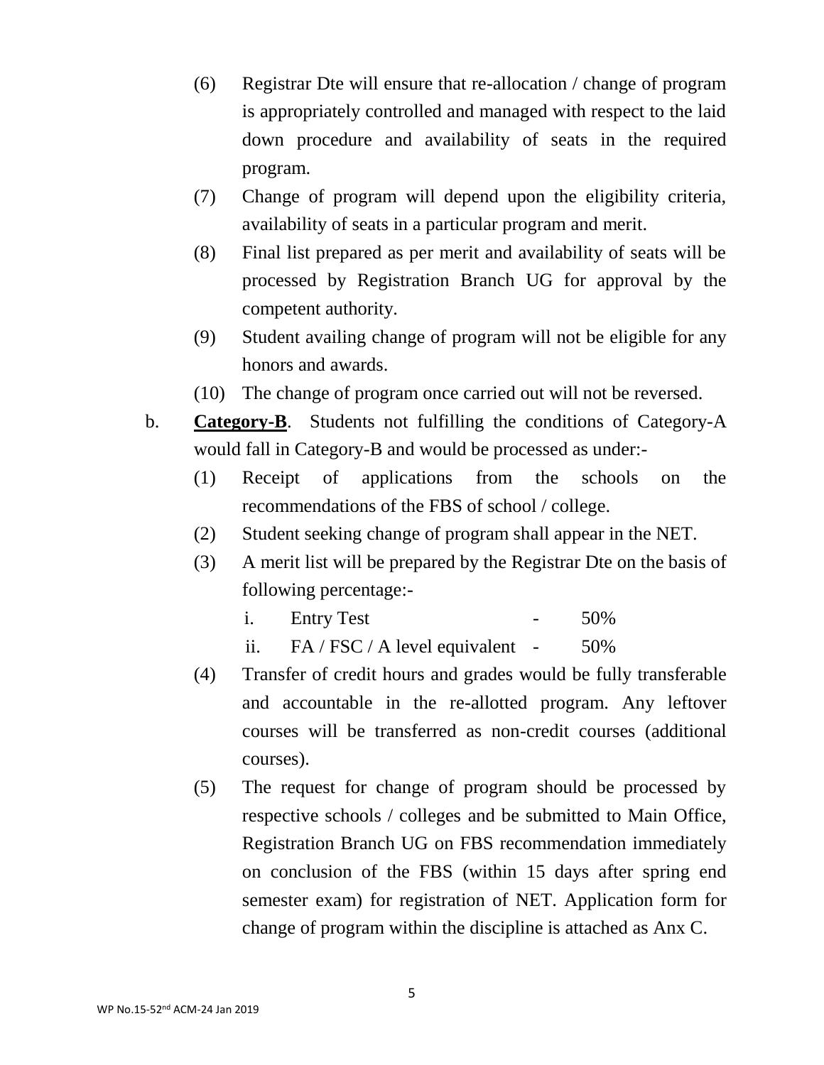(6) Registrar Dte will ensure that re-allocation / change of program is appropriately controlled and managed with respect to the laid down procedure and availability of seats in the required program.

(7) Change of program will depend upon the eligibility criteria, availability of seats in a particular program and merit.

(8) Final list prepared as per merit and availability of seats will be processed by Registration Branch UG for approval by the competent authority.

(9) Student availing change of program will not be eligible for any honors and awards.

(10) The change of program once carried out will not be reversed.

b. **Category-B**. Students not fulfilling the conditions of Category-A would fall in Category-B and would be processed as under:-

(1) Receipt of applications from the schools on the recommendations of the FBS of school / college.

(2) Student seeking change of program shall appear in the NET.

(3) A merit list will be prepared by the Registrar Dte on the basis of following percentage:-

i. Entry Test - 50%

ii. FA / FSC / A level equivalent - 50%

(4) Transfer of credit hours and grades would be fully transferable and accountable in the re-allotted program. Any leftover courses will be transferred as non-credit courses (additional courses).

(5) The request for change of program should be processed by respective schools / colleges and be submitted to Main Office, Registration Branch UG on FBS recommendation immediately on conclusion of the FBS (within 15 days after spring end semester exam) for registration of NET. Application form for change of program within the discipline is attached as Anx C.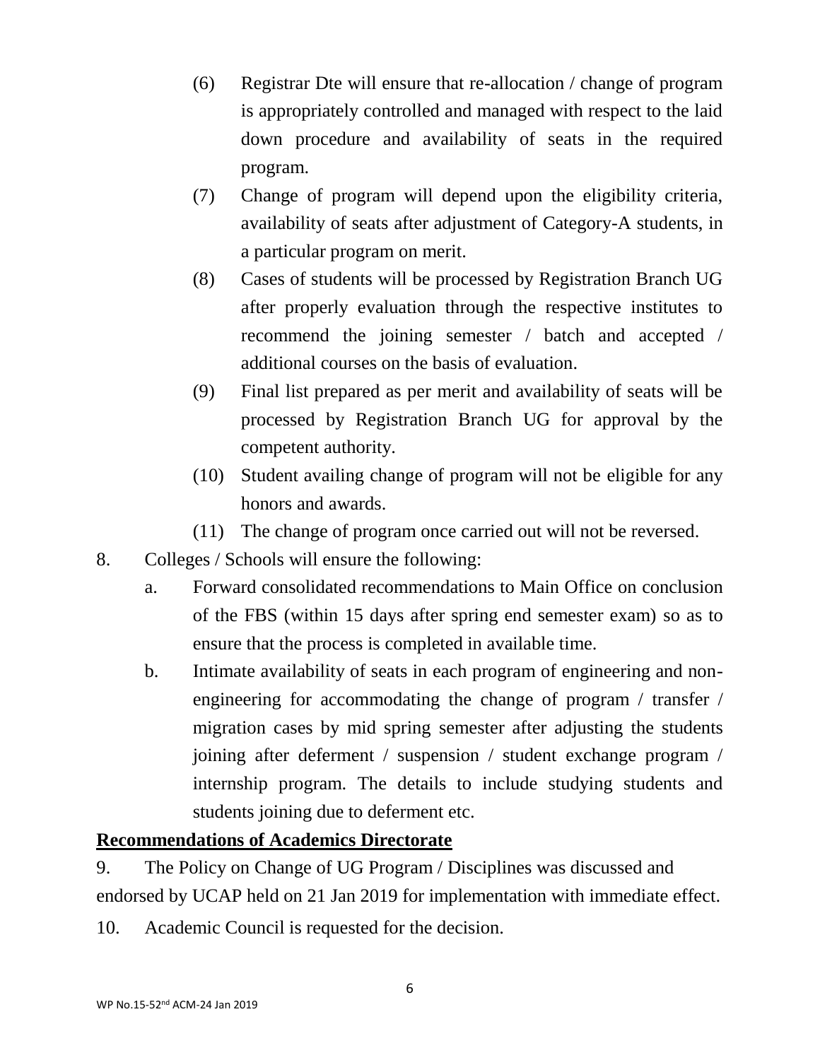(6) Registrar Dte will ensure that re-allocation / change of program is appropriately controlled and managed with respect to the laid down procedure and availability of seats in the required program.

(7) Change of program will depend upon the eligibility criteria, availability of seats after adjustment of Category-A students, in a particular program on merit.

(8) Cases of students will be processed by Registration Branch UG after properly evaluation through the respective institutes to recommend the joining semester / batch and accepted / additional courses on the basis of evaluation.

(9) Final list prepared as per merit and availability of seats will be processed by Registration Branch UG for approval by the competent authority.

(10) Student availing change of program will not be eligible for any honors and awards.

(11) The change of program once carried out will not be reversed.

8. Colleges / Schools will ensure the following:

a. Forward consolidated recommendations to Main Office on conclusion of the FBS (within 15 days after spring end semester exam) so as to ensure that the process is completed in available time.

b. Intimate availability of seats in each program of engineering and non-engineering for accommodating the change of program / transfer / migration cases by mid spring semester after adjusting the students joining after deferment / suspension / student exchange program / internship program. The details to include studying students and students joining due to deferment etc.

**Recommendations of Academics Directorate**

9. The Policy on Change of UG Program / Disciplines was discussed and endorsed by UCAP held on 21 Jan 2019 for implementation with immediate effect.

10. Academic Council is requested for the decision.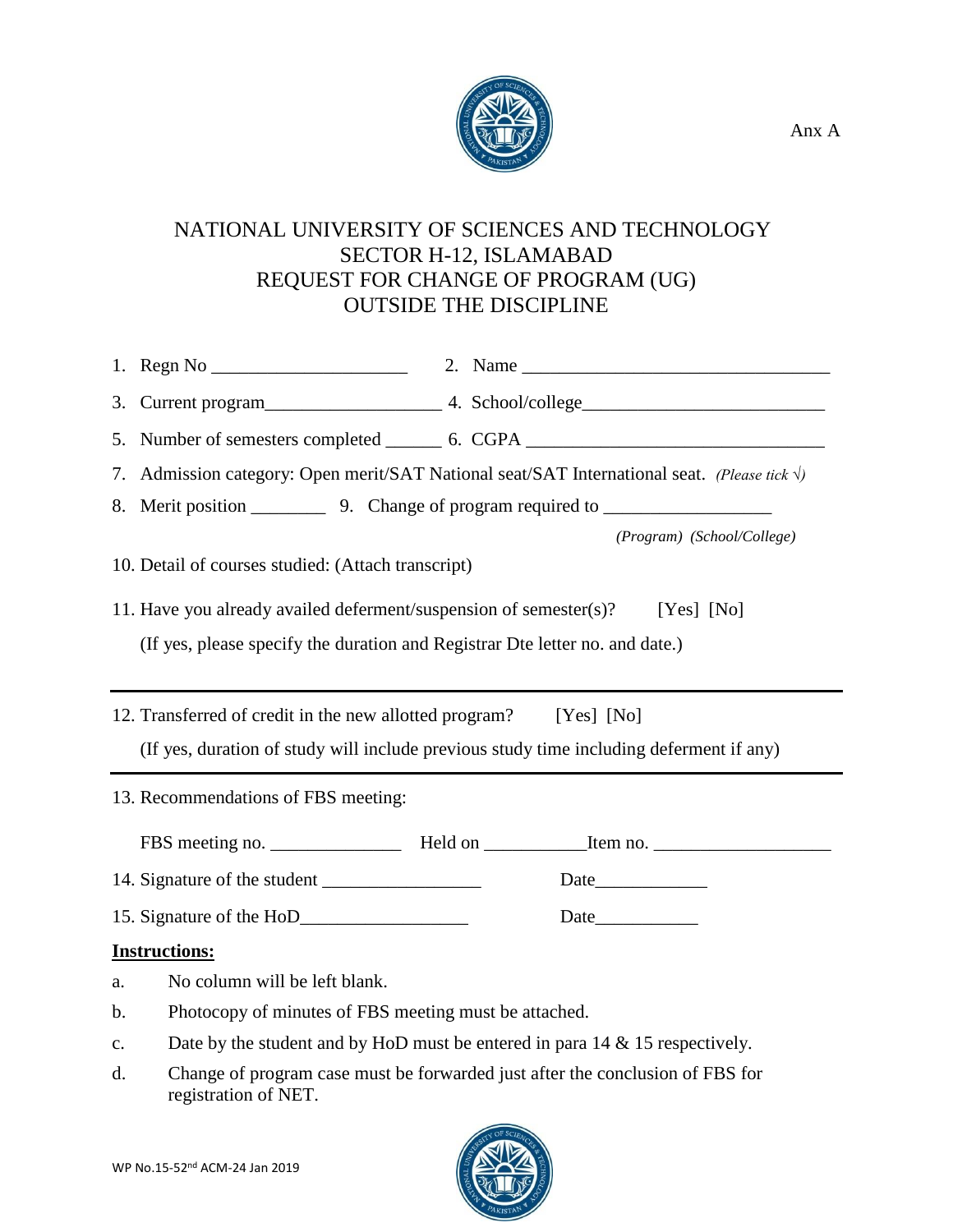Anx A

# NATIONAL UNIVERSITY OF SCIENCES AND TECHNOLOGY
## SECTOR H-12, ISLAMABAD
## REQUEST FOR CHANGE OF PROGRAM (UG)
## OUTSIDE THE DISCIPLINE

1. Regn No ____________________   2. Name ________________________________
3. Current program__________________ 4. School/college_________________________
5. Number of semesters completed ______ 6. CGPA _______________________________
7. Admission category: Open merit/SAT National seat/SAT International seat. *(Please tick √)*
8. Merit position ________ 9. Change of program required to _________________

   *(Program) (School/College)*

10. Detail of courses studied: (Attach transcript)
11. Have you already availed deferment/suspension of semester(s)? [Yes] [No]

    (If yes, please specify the duration and Registrar Dte letter no. and date.)

---

12. Transferred of credit in the new allotted program? [Yes] [No]

    (If yes, duration of study will include previous study time including deferment if any)

---

13. Recommendations of FBS meeting:

    FBS meeting no. ______________ Held on ___________Item no. ___________________

14. Signature of the student _________________ Date____________
15. Signature of the HoD_________________ Date___________

**Instructions:**

a. No column will be left blank.

b. Photocopy of minutes of FBS meeting must be attached.

c. Date by the student and by HoD must be entered in para 14 & 15 respectively.

d. Change of program case must be forwarded just after the conclusion of FBS for registration of NET.

WP No.15-52nd ACM-24 Jan 2019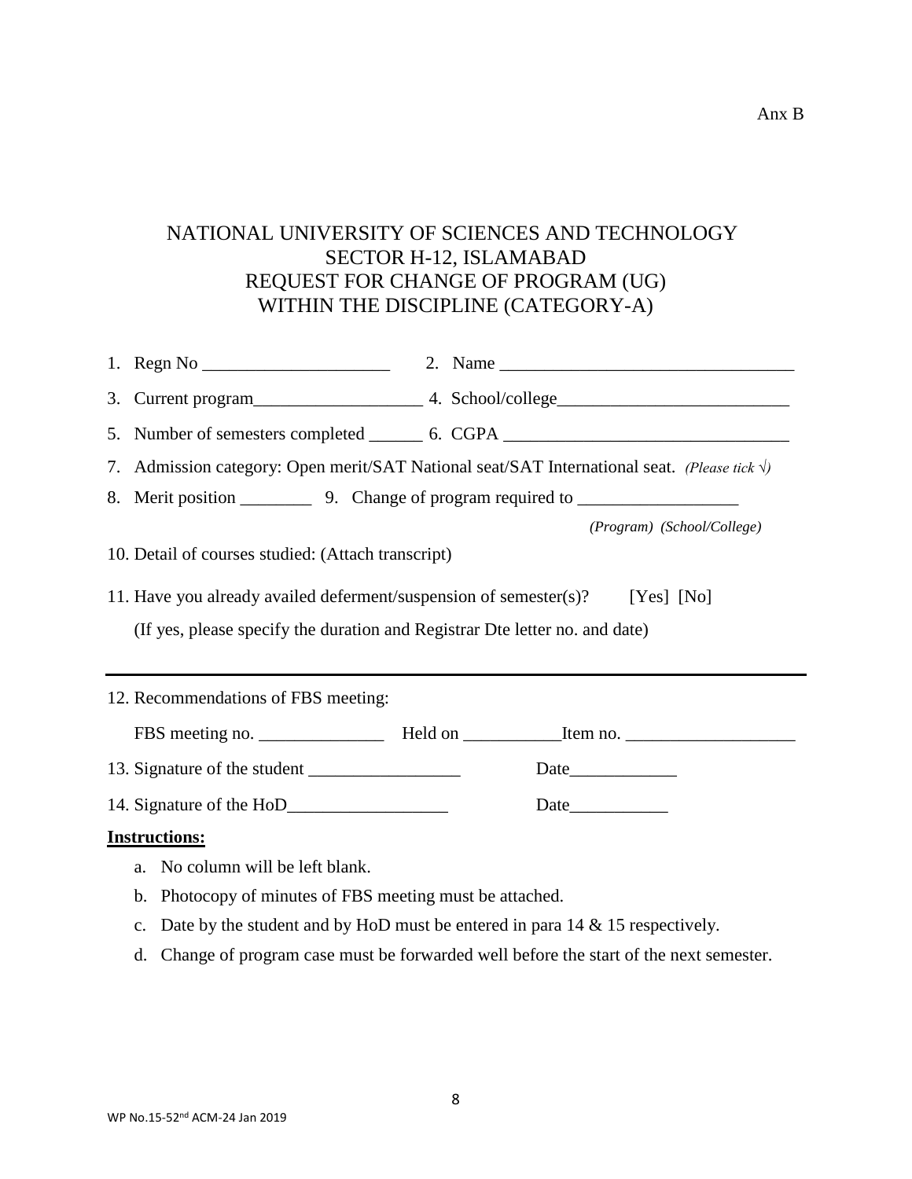Anx B

# NATIONAL UNIVERSITY OF SCIENCES AND TECHNOLOGY
## SECTOR H-12, ISLAMABAD
## REQUEST FOR CHANGE OF PROGRAM (UG) WITHIN THE DISCIPLINE (CATEGORY-A)

1. Regn No _____________________ 2. Name _________________________________
3. Current program___________________ 4. School/college__________________________
5. Number of semesters completed ______ 6. CGPA _______________________________
7. Admission category: Open merit/SAT National seat/SAT International seat. *(Please tick √)*
8. Merit position ________ 9. Change of program required to __________________
   *(Program) (School/College)*
10. Detail of courses studied: (Attach transcript)
11. Have you already availed deferment/suspension of semester(s)? [Yes] [No]
    (If yes, please specify the duration and Registrar Dte letter no. and date)

---

12. Recommendations of FBS meeting:
    FBS meeting no. ______________ Held on ___________Item no. ___________________
13. Signature of the student _________________ Date____________
14. Signature of the HoD__________________ Date___________

**Instructions:**

a. No column will be left blank.
b. Photocopy of minutes of FBS meeting must be attached.
c. Date by the student and by HoD must be entered in para 14 & 15 respectively.
d. Change of program case must be forwarded well before the start of the next semester.

WP No.15-52nd ACM-24 Jan 2019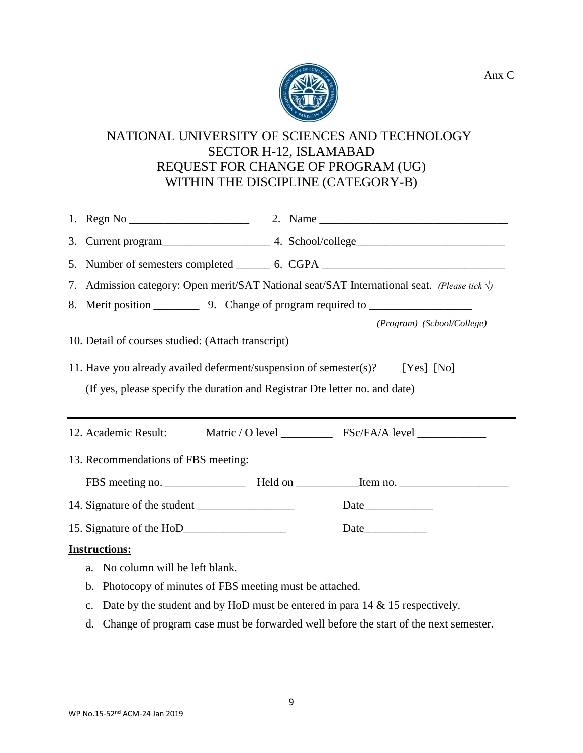Anx C

# NATIONAL UNIVERSITY OF SCIENCES AND TECHNOLOGY
## SECTOR H-12, ISLAMABAD
## REQUEST FOR CHANGE OF PROGRAM (UG) WITHIN THE DISCIPLINE (CATEGORY-B)

1. Regn No ____________________ 2. Name ________________________________
3. Current program__________________ 4. School/college_________________________
5. Number of semesters completed ______ 6. CGPA ______________________________
7. Admission category: Open merit/SAT National seat/SAT International seat. *(Please tick √)*
8. Merit position ________ 9. Change of program required to _________________
   *(Program) (School/College)*
10. Detail of courses studied: (Attach transcript)
11. Have you already availed deferment/suspension of semester(s)? [Yes] [No]
    (If yes, please specify the duration and Registrar Dte letter no. and date)

---

12. Academic Result: Matric / O level _________ FSc/FA/A level ____________
13. Recommendations of FBS meeting:
    FBS meeting no. ______________ Held on ___________Item no. __________________
14. Signature of the student ________________ Date____________
15. Signature of the HoD__________________ Date___________

**Instructions:**

a. No column will be left blank.
b. Photocopy of minutes of FBS meeting must be attached.
c. Date by the student and by HoD must be entered in para 14 & 15 respectively.
d. Change of program case must be forwarded well before the start of the next semester.

WP No.15-52nd ACM-24 Jan 2019